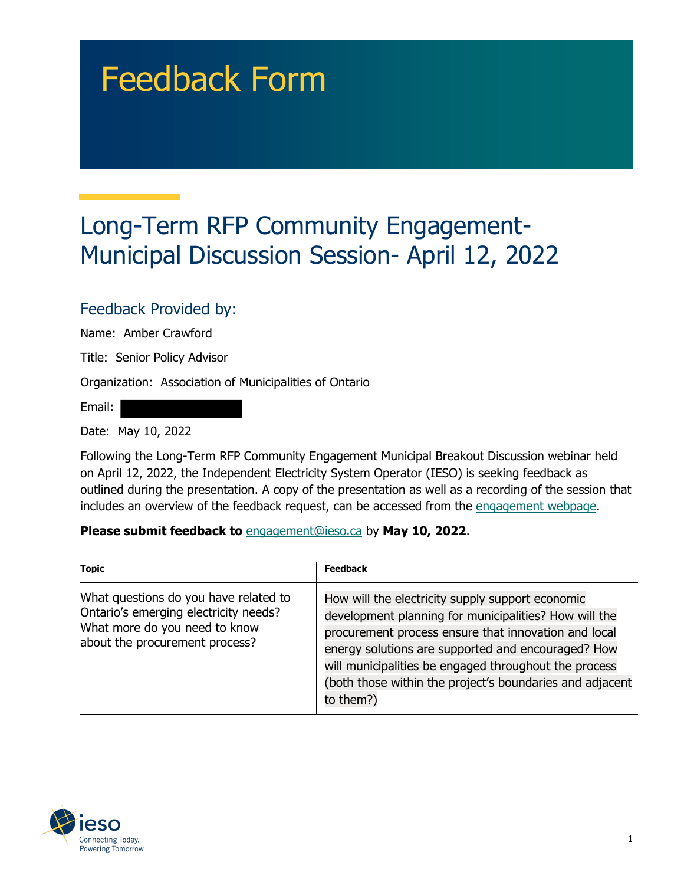# Feedback Form

## Long-Term RFP Community Engagement- Municipal Discussion Session- April 12, 2022

### Feedback Provided by:

Name: Amber Crawford

Title: Senior Policy Advisor

Organization: Association of Municipalities of Ontario

Email:

Date: May 10, 2022

Following the Long-Term RFP Community Engagement Municipal Breakout Discussion webinar held on April 12, 2022, the Independent Electricity System Operator (IESO) is seeking feedback as outlined during the presentation. A copy of the presentation as well as a recording of the session that includes an overview of the feedback request, can be accessed from the engagement webpage.

**Please submit feedback to** engagement@ieso.ca by **May 10, 2022**.

| Topic | Feedback |
| --- | --- |
| What questions do you have related to Ontario's emerging electricity needs? What more do you need to know about the procurement process? | How will the electricity supply support economic development planning for municipalities? How will the procurement process ensure that innovation and local energy solutions are supported and encouraged? How will municipalities be engaged throughout the process (both those within the project's boundaries and adjacent to them?) |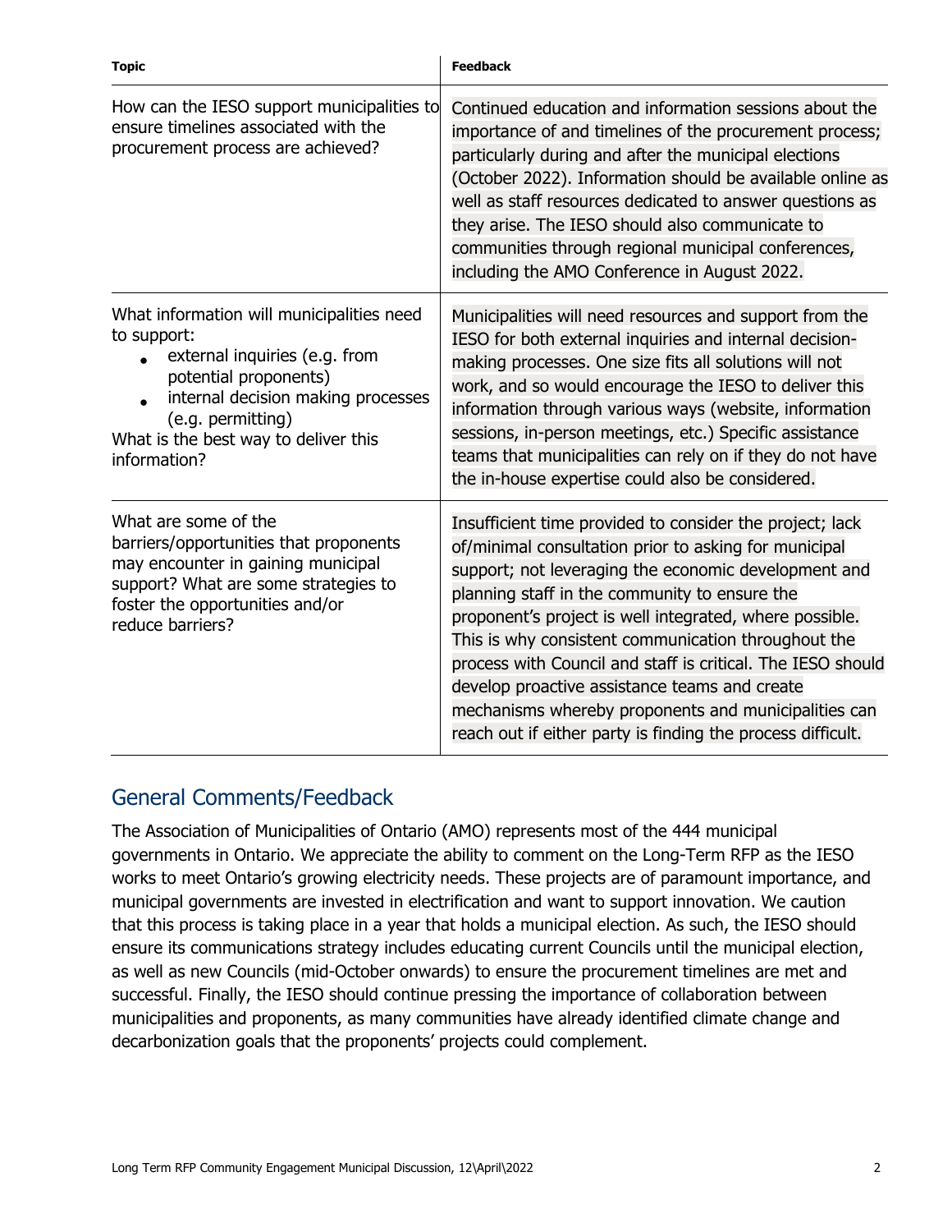| Topic | Feedback |
|---|---|
| How can the IESO support municipalities to ensure timelines associated with the procurement process are achieved? | Continued education and information sessions about the importance of and timelines of the procurement process; particularly during and after the municipal elections (October 2022). Information should be available online as well as staff resources dedicated to answer questions as they arise. The IESO should also communicate to communities through regional municipal conferences, including the AMO Conference in August 2022. |
| What information will municipalities need to support: <br>• external inquiries (e.g. from potential proponents) <br>• internal decision making processes (e.g. permitting) <br>What is the best way to deliver this information? | Municipalities will need resources and support from the IESO for both external inquiries and internal decision-making processes. One size fits all solutions will not work, and so would encourage the IESO to deliver this information through various ways (website, information sessions, in-person meetings, etc.) Specific assistance teams that municipalities can rely on if they do not have the in-house expertise could also be considered. |
| What are some of the barriers/opportunities that proponents may encounter in gaining municipal support? What are some strategies to foster the opportunities and/or reduce barriers? | Insufficient time provided to consider the project; lack of/minimal consultation prior to asking for municipal support; not leveraging the economic development and planning staff in the community to ensure the proponent's project is well integrated, where possible. This is why consistent communication throughout the process with Council and staff is critical. The IESO should develop proactive assistance teams and create mechanisms whereby proponents and municipalities can reach out if either party is finding the process difficult. |

## General Comments/Feedback

The Association of Municipalities of Ontario (AMO) represents most of the 444 municipal governments in Ontario. We appreciate the ability to comment on the Long-Term RFP as the IESO works to meet Ontario's growing electricity needs. These projects are of paramount importance, and municipal governments are invested in electrification and want to support innovation. We caution that this process is taking place in a year that holds a municipal election. As such, the IESO should ensure its communications strategy includes educating current Councils until the municipal election, as well as new Councils (mid-October onwards) to ensure the procurement timelines are met and successful. Finally, the IESO should continue pressing the importance of collaboration between municipalities and proponents, as many communities have already identified climate change and decarbonization goals that the proponents' projects could complement.